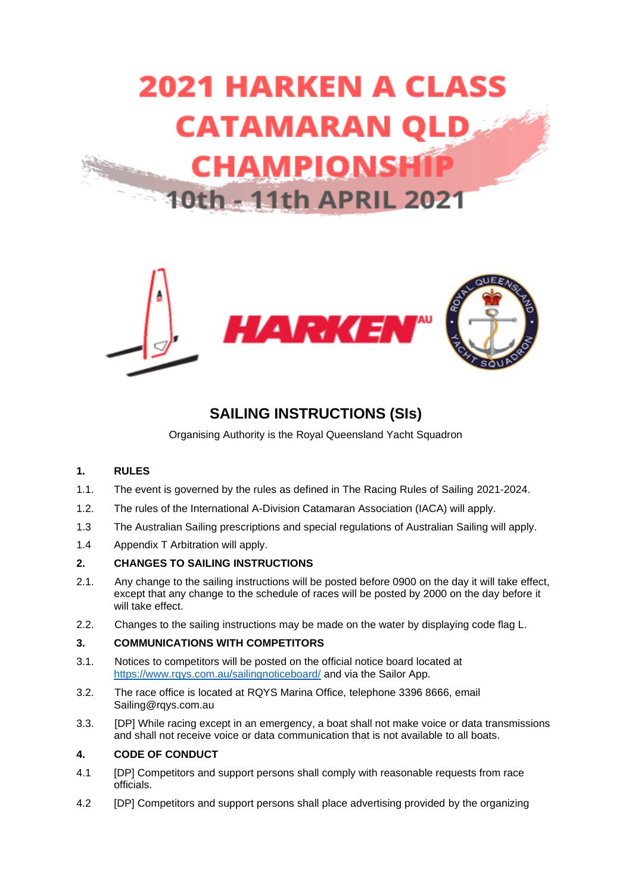# 2021 HARKEN A CLASS CATAMARAN QLD CHAMPIONSHIP

## 10th - 11th APRIL 2021

## SAILING INSTRUCTIONS (SIs)

Organising Authority is the Royal Queensland Yacht Squadron

**1. RULES**

1.1. The event is governed by the rules as defined in The Racing Rules of Sailing 2021-2024.

1.2. The rules of the International A-Division Catamaran Association (IACA) will apply.

1.3 The Australian Sailing prescriptions and special regulations of Australian Sailing will apply.

1.4 Appendix T Arbitration will apply.

**2. CHANGES TO SAILING INSTRUCTIONS**

2.1. Any change to the sailing instructions will be posted before 0900 on the day it will take effect, except that any change to the schedule of races will be posted by 2000 on the day before it will take effect.

2.2. Changes to the sailing instructions may be made on the water by displaying code flag L.

**3. COMMUNICATIONS WITH COMPETITORS**

3.1. Notices to competitors will be posted on the official notice board located at https://www.rqys.com.au/sailingnoticeboard/ and via the Sailor App.

3.2. The race office is located at RQYS Marina Office, telephone 3396 8666, email Sailing@rqys.com.au

3.3. [DP] While racing except in an emergency, a boat shall not make voice or data transmissions and shall not receive voice or data communication that is not available to all boats.

**4. CODE OF CONDUCT**

4.1 [DP] Competitors and support persons shall comply with reasonable requests from race officials.

4.2 [DP] Competitors and support persons shall place advertising provided by the organizing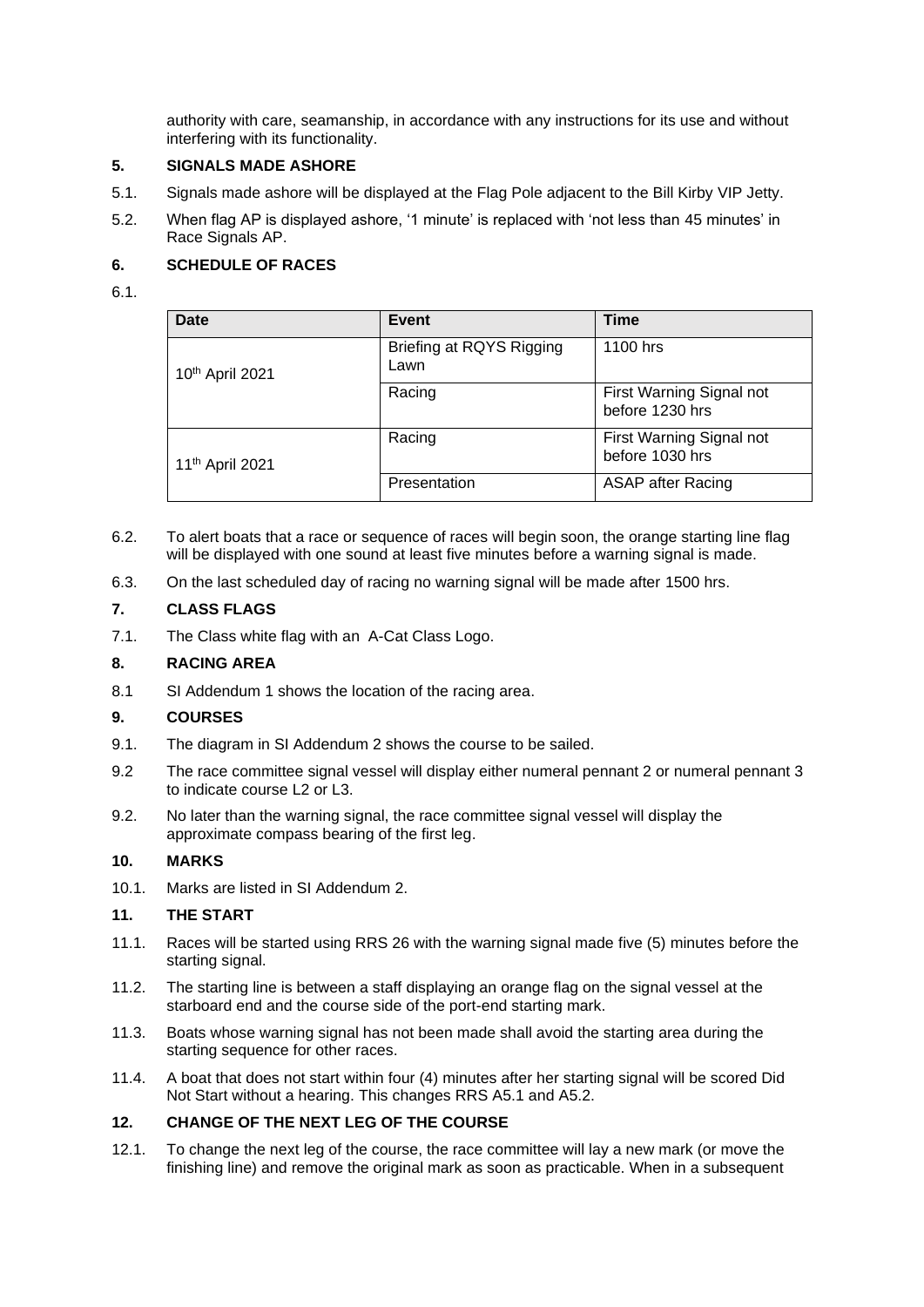authority with care, seamanship, in accordance with any instructions for its use and without interfering with its functionality.

## 5. SIGNALS MADE ASHORE

5.1. Signals made ashore will be displayed at the Flag Pole adjacent to the Bill Kirby VIP Jetty.

5.2. When flag AP is displayed ashore, '1 minute' is replaced with 'not less than 45 minutes' in Race Signals AP.

## 6. SCHEDULE OF RACES

6.1.

| Date | Event | Time |
|---|---|---|
| 10th April 2021 | Briefing at RQYS Rigging Lawn | 1100 hrs |
| | Racing | First Warning Signal not before 1230 hrs |
| 11th April 2021 | Racing | First Warning Signal not before 1030 hrs |
| | Presentation | ASAP after Racing |

6.2. To alert boats that a race or sequence of races will begin soon, the orange starting line flag will be displayed with one sound at least five minutes before a warning signal is made.

6.3. On the last scheduled day of racing no warning signal will be made after 1500 hrs.

## 7. CLASS FLAGS

7.1. The Class white flag with an A-Cat Class Logo.

## 8. RACING AREA

8.1 SI Addendum 1 shows the location of the racing area.

## 9. COURSES

9.1. The diagram in SI Addendum 2 shows the course to be sailed.

9.2 The race committee signal vessel will display either numeral pennant 2 or numeral pennant 3 to indicate course L2 or L3.

9.2. No later than the warning signal, the race committee signal vessel will display the approximate compass bearing of the first leg.

## 10. MARKS

10.1. Marks are listed in SI Addendum 2.

## 11. THE START

11.1. Races will be started using RRS 26 with the warning signal made five (5) minutes before the starting signal.

11.2. The starting line is between a staff displaying an orange flag on the signal vessel at the starboard end and the course side of the port-end starting mark.

11.3. Boats whose warning signal has not been made shall avoid the starting area during the starting sequence for other races.

11.4. A boat that does not start within four (4) minutes after her starting signal will be scored Did Not Start without a hearing. This changes RRS A5.1 and A5.2.

## 12. CHANGE OF THE NEXT LEG OF THE COURSE

12.1. To change the next leg of the course, the race committee will lay a new mark (or move the finishing line) and remove the original mark as soon as practicable. When in a subsequent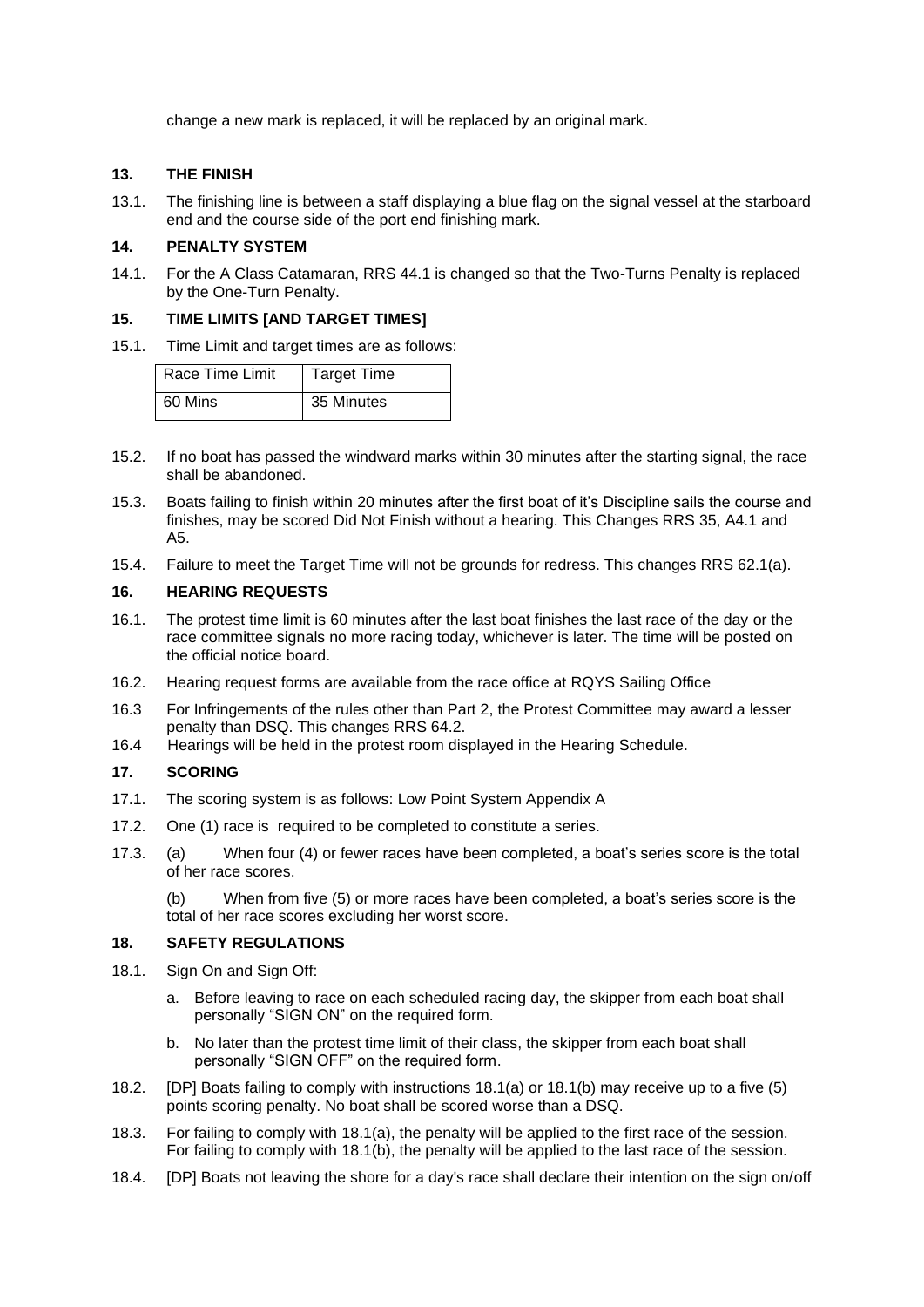change a new mark is replaced, it will be replaced by an original mark.

## 13. THE FINISH

13.1. The finishing line is between a staff displaying a blue flag on the signal vessel at the starboard end and the course side of the port end finishing mark.

## 14. PENALTY SYSTEM

14.1. For the A Class Catamaran, RRS 44.1 is changed so that the Two-Turns Penalty is replaced by the One-Turn Penalty.

## 15. TIME LIMITS [AND TARGET TIMES]

15.1. Time Limit and target times are as follows:

| Race Time Limit | Target Time |
|---|---|
| 60 Mins | 35 Minutes |

15.2. If no boat has passed the windward marks within 30 minutes after the starting signal, the race shall be abandoned.

15.3. Boats failing to finish within 20 minutes after the first boat of it's Discipline sails the course and finishes, may be scored Did Not Finish without a hearing. This Changes RRS 35, A4.1 and A5.

15.4. Failure to meet the Target Time will not be grounds for redress. This changes RRS 62.1(a).

## 16. HEARING REQUESTS

16.1. The protest time limit is 60 minutes after the last boat finishes the last race of the day or the race committee signals no more racing today, whichever is later. The time will be posted on the official notice board.

16.2. Hearing request forms are available from the race office at RQYS Sailing Office

16.3 For Infringements of the rules other than Part 2, the Protest Committee may award a lesser penalty than DSQ. This changes RRS 64.2.

16.4 Hearings will be held in the protest room displayed in the Hearing Schedule.

## 17. SCORING

17.1. The scoring system is as follows: Low Point System Appendix A

17.2. One (1) race is required to be completed to constitute a series.

17.3. (a) When four (4) or fewer races have been completed, a boat's series score is the total of her race scores.

(b) When from five (5) or more races have been completed, a boat's series score is the total of her race scores excluding her worst score.

## 18. SAFETY REGULATIONS

18.1. Sign On and Sign Off:

a. Before leaving to race on each scheduled racing day, the skipper from each boat shall personally "SIGN ON" on the required form.

b. No later than the protest time limit of their class, the skipper from each boat shall personally "SIGN OFF" on the required form.

18.2. [DP] Boats failing to comply with instructions 18.1(a) or 18.1(b) may receive up to a five (5) points scoring penalty. No boat shall be scored worse than a DSQ.

18.3. For failing to comply with 18.1(a), the penalty will be applied to the first race of the session. For failing to comply with 18.1(b), the penalty will be applied to the last race of the session.

18.4. [DP] Boats not leaving the shore for a day's race shall declare their intention on the sign on/off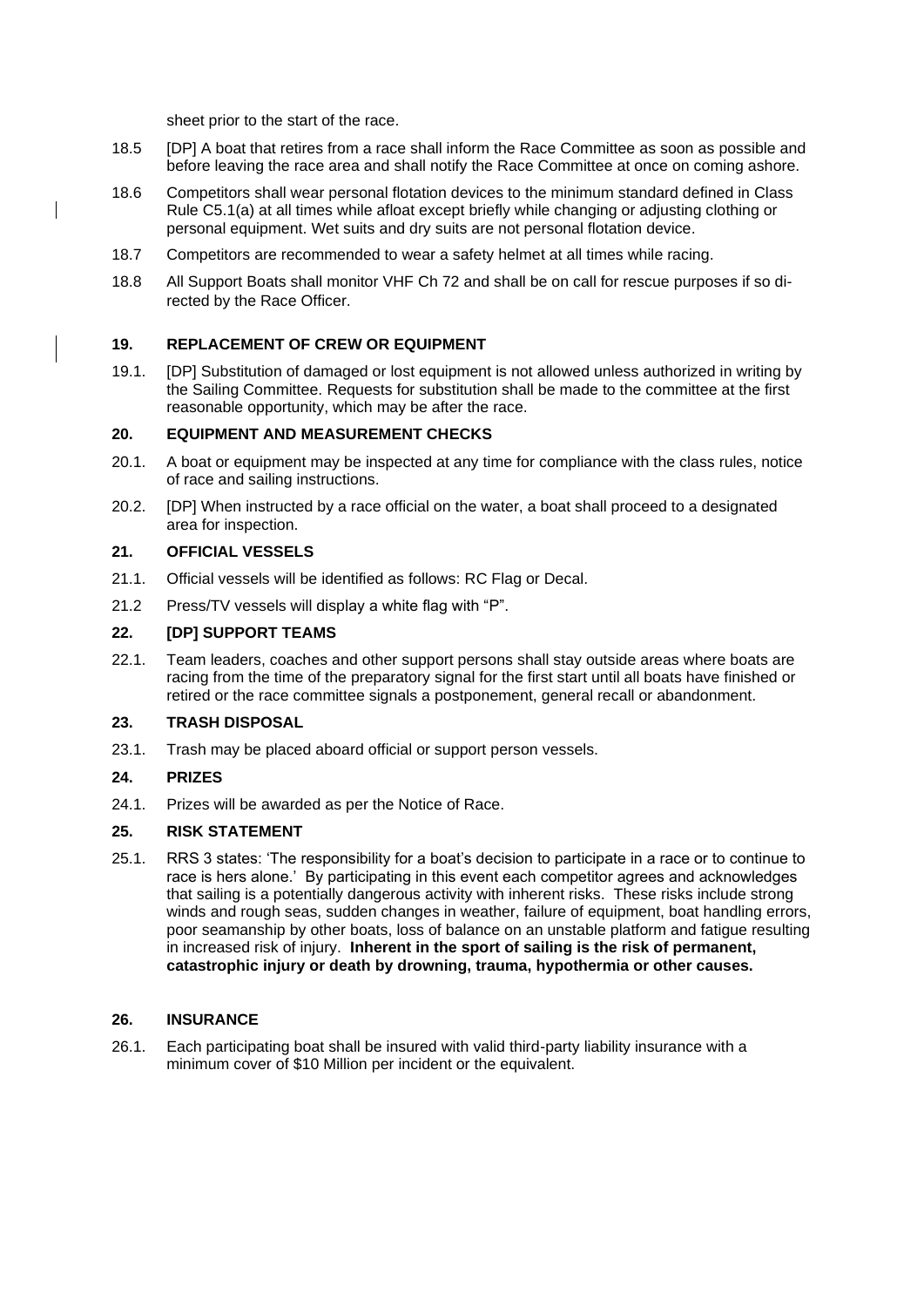sheet prior to the start of the race.

18.5 [DP] A boat that retires from a race shall inform the Race Committee as soon as possible and before leaving the race area and shall notify the Race Committee at once on coming ashore.

18.6 Competitors shall wear personal flotation devices to the minimum standard defined in Class Rule C5.1(a) at all times while afloat except briefly while changing or adjusting clothing or personal equipment. Wet suits and dry suits are not personal flotation device.

18.7 Competitors are recommended to wear a safety helmet at all times while racing.

18.8 All Support Boats shall monitor VHF Ch 72 and shall be on call for rescue purposes if so directed by the Race Officer.

## 19. REPLACEMENT OF CREW OR EQUIPMENT

19.1. [DP] Substitution of damaged or lost equipment is not allowed unless authorized in writing by the Sailing Committee. Requests for substitution shall be made to the committee at the first reasonable opportunity, which may be after the race.

## 20. EQUIPMENT AND MEASUREMENT CHECKS

20.1. A boat or equipment may be inspected at any time for compliance with the class rules, notice of race and sailing instructions.

20.2. [DP] When instructed by a race official on the water, a boat shall proceed to a designated area for inspection.

## 21. OFFICIAL VESSELS

21.1. Official vessels will be identified as follows: RC Flag or Decal.

21.2 Press/TV vessels will display a white flag with "P".

## 22. [DP] SUPPORT TEAMS

22.1. Team leaders, coaches and other support persons shall stay outside areas where boats are racing from the time of the preparatory signal for the first start until all boats have finished or retired or the race committee signals a postponement, general recall or abandonment.

## 23. TRASH DISPOSAL

23.1. Trash may be placed aboard official or support person vessels.

## 24. PRIZES

24.1. Prizes will be awarded as per the Notice of Race.

## 25. RISK STATEMENT

25.1. RRS 3 states: 'The responsibility for a boat's decision to participate in a race or to continue to race is hers alone.' By participating in this event each competitor agrees and acknowledges that sailing is a potentially dangerous activity with inherent risks. These risks include strong winds and rough seas, sudden changes in weather, failure of equipment, boat handling errors, poor seamanship by other boats, loss of balance on an unstable platform and fatigue resulting in increased risk of injury. **Inherent in the sport of sailing is the risk of permanent, catastrophic injury or death by drowning, trauma, hypothermia or other causes.**

## 26. INSURANCE

26.1. Each participating boat shall be insured with valid third-party liability insurance with a minimum cover of $10 Million per incident or the equivalent.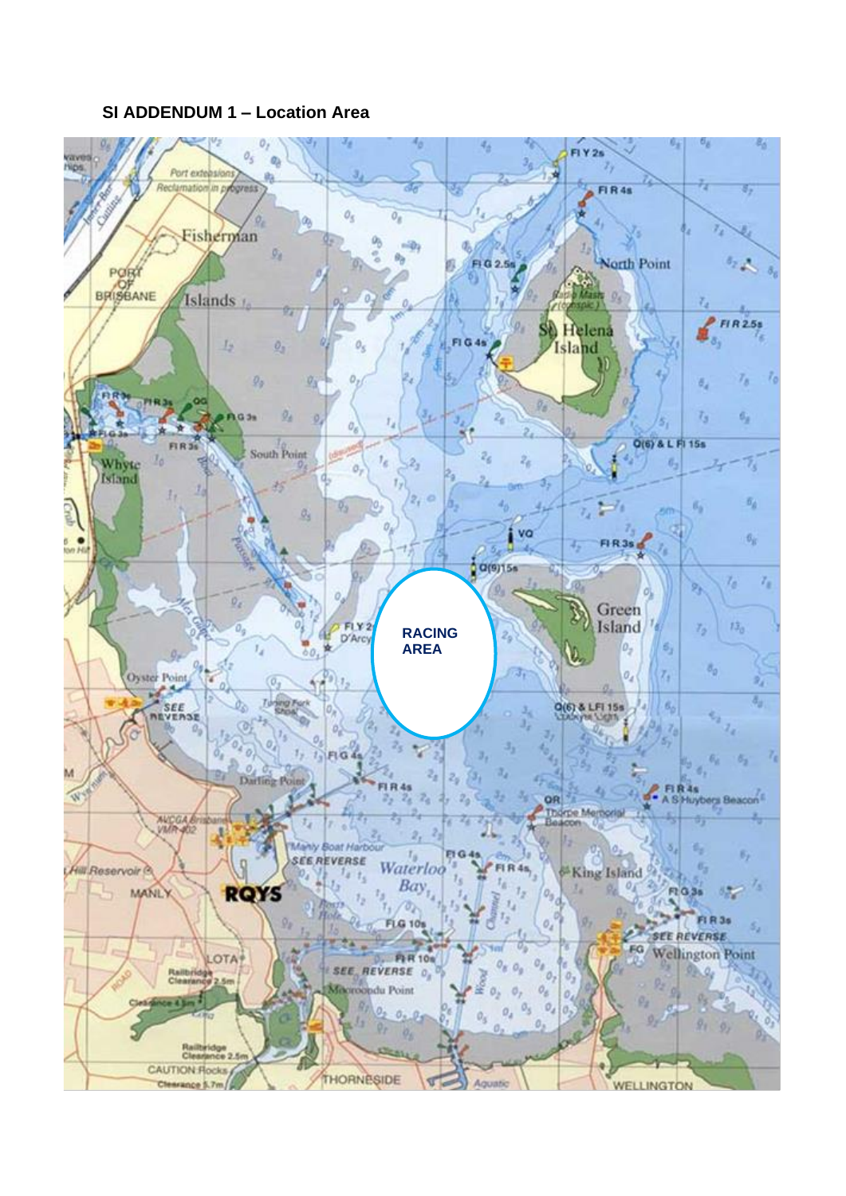**SI ADDENDUM 1 – Location Area**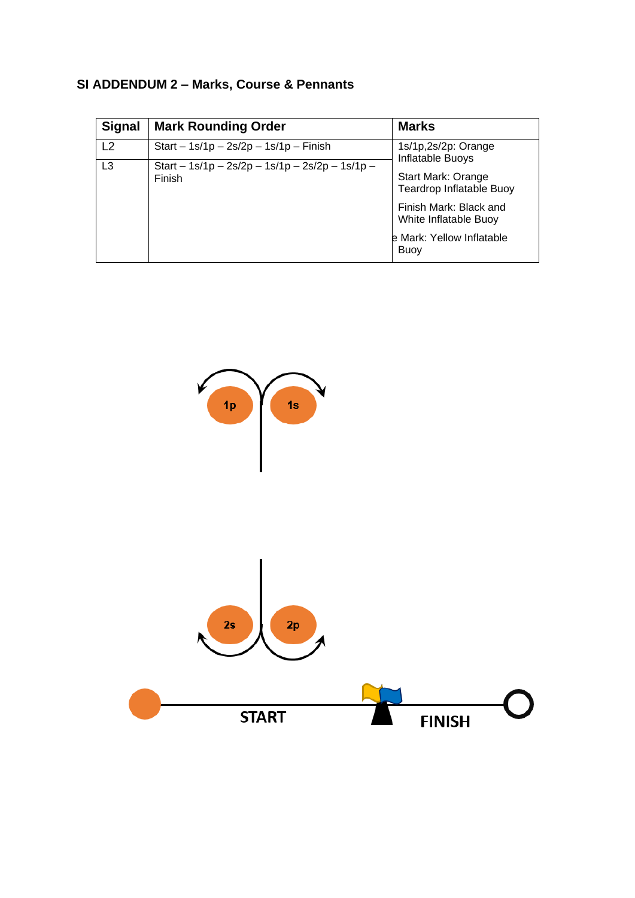## SI ADDENDUM 2 – Marks, Course & Pennants

| Signal | Mark Rounding Order | Marks |
|---|---|---|
| L2 | Start – 1s/1p – 2s/2p – 1s/1p – Finish | 1s/1p,2s/2p: Orange Inflatable Buoys |
| L3 | Start – 1s/1p – 2s/2p – 1s/1p – 2s/2p – 1s/1p – Finish | Start Mark: Orange Teardrop Inflatable Buoy<br>Finish Mark: Black and White Inflatable Buoy<br>e Mark: Yellow Inflatable Buoy |

1p 1s

2s 2p

START FINISH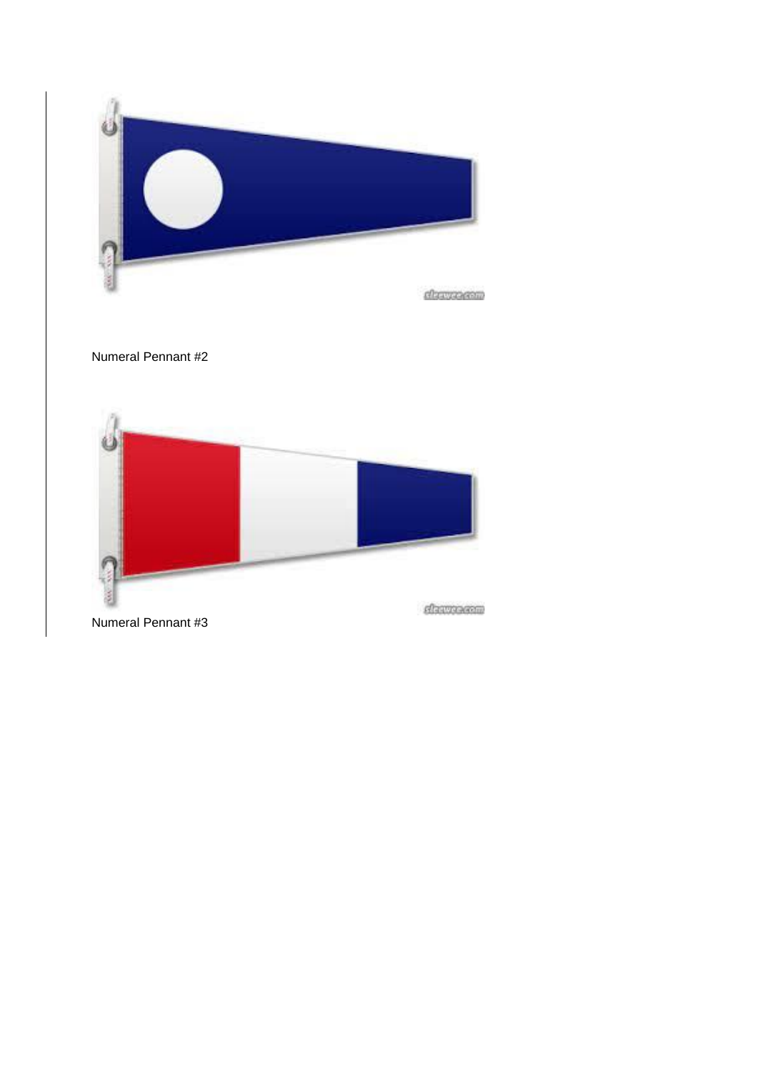Numeral Pennant #2

Numeral Pennant #3